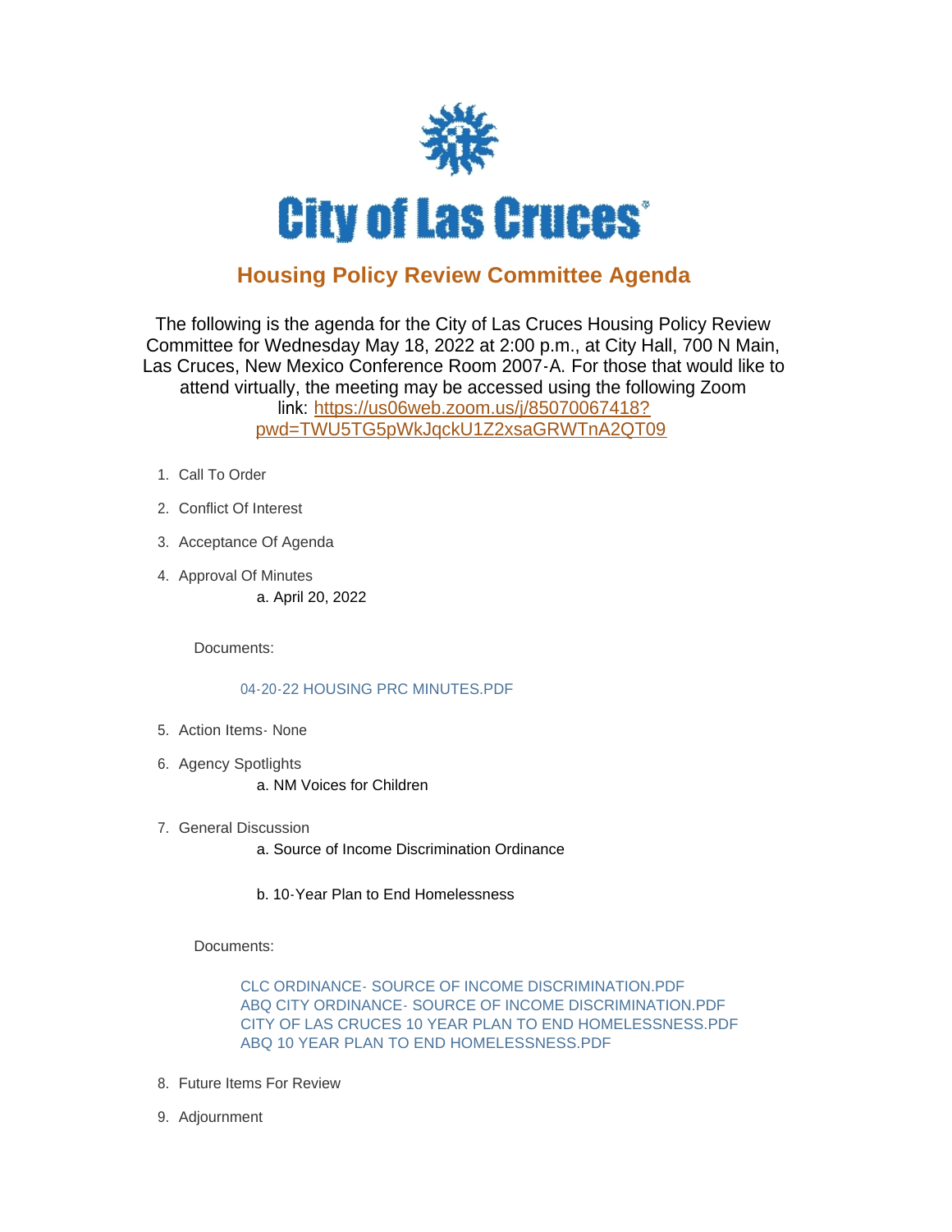# City of Las Cruces

## Housing Policy Review Committee Agenda

The following is the agenda for the City of Las Cruces Housing Policy Review Committee for Wednesday May 18, 2022 at 2:00 p.m., at City Hall, 700 N Main, Las Cruces, New Mexico Conference Room 2007-A. For those that would like to attend virtually, the meeting may be accessed using the following Zoom link: [https://us06web.zoom.us/j/85070067418?pwd=TWU5TG5pWkJqckU1Z2xsaGRWTnA2QT09](https://us06web.zoom.us/j/85070067418?pwd=TWU5TG5pWkJqckU1Z2xsaGRWTnA2QT09)

1. Call To Order
2. Conflict Of Interest
3. Acceptance Of Agenda
4. Approval Of Minutes
   a. April 20, 2022

   Documents:

   04-20-22 HOUSING PRC MINUTES.PDF

5. Action Items- None
6. Agency Spotlights
   a. NM Voices for Children
7. General Discussion
   a. Source of Income Discrimination Ordinance

   b. 10-Year Plan to End Homelessness

   Documents:

   CLC ORDINANCE- SOURCE OF INCOME DISCRIMINATION.PDF
   ABQ CITY ORDINANCE- SOURCE OF INCOME DISCRIMINATION.PDF
   CITY OF LAS CRUCES 10 YEAR PLAN TO END HOMELESSNESS.PDF
   ABQ 10 YEAR PLAN TO END HOMELESSNESS.PDF

8. Future Items For Review
9. Adjournment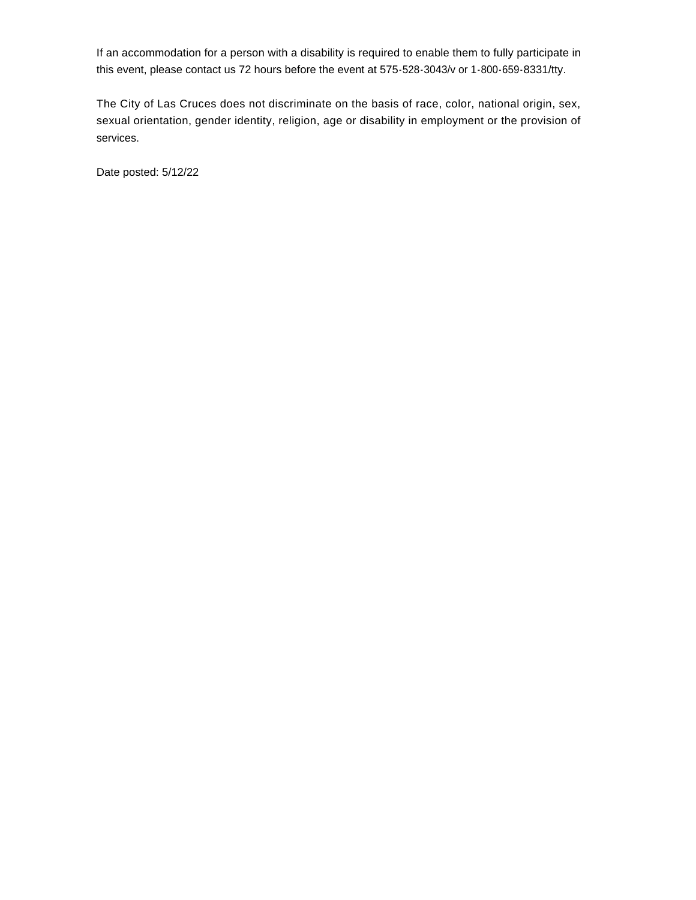If an accommodation for a person with a disability is required to enable them to fully participate in this event, please contact us 72 hours before the event at 575-528-3043/v or 1-800-659-8331/tty.

The City of Las Cruces does not discriminate on the basis of race, color, national origin, sex, sexual orientation, gender identity, religion, age or disability in employment or the provision of services.

Date posted: 5/12/22